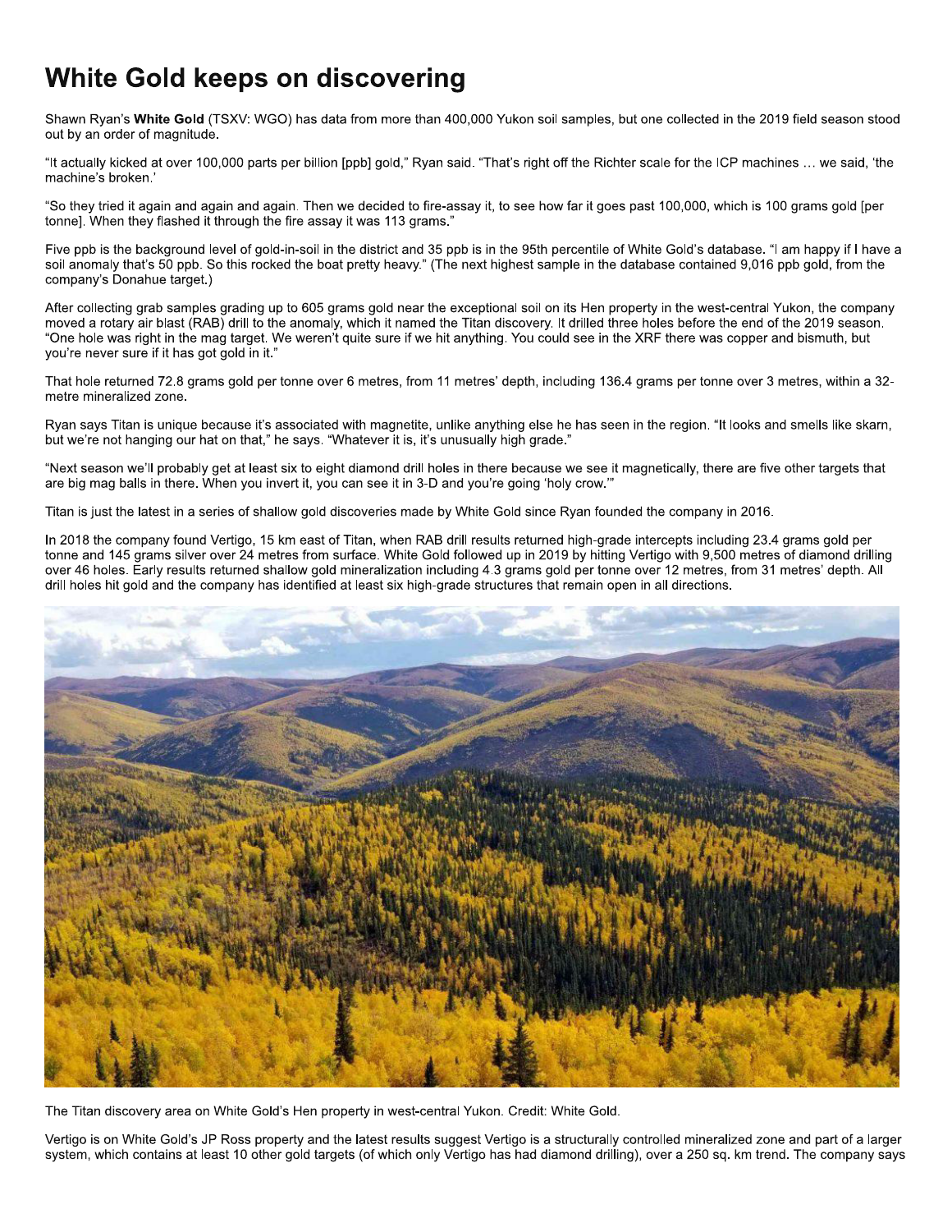# White Gold keeps on discovering

Shawn Ryan's **White Gold** (TSXV: WGO) has data from more than 400,000 Yukon soil samples, but one collected in the 2019 field season stood out by an order of magnitude.

"It actually kicked at over 100,000 parts per billion [ppb] gold," Ryan said. "That's right off the Richter scale for the ICP machines … we said, 'the machine's broken.'

"So they tried it again and again and again. Then we decided to fire-assay it, to see how far it goes past 100,000, which is 100 grams gold [per tonne]. When they flashed it through the fire assay it was 113 grams."

Five ppb is the background level of gold-in-soil in the district and 35 ppb is in the 95th percentile of White Gold's database. "I am happy if I have a soil anomaly that's 50 ppb. So this rocked the boat pretty heavy." (The next highest sample in the database contained 9,016 ppb gold, from the company's Donahue target.)

After collecting grab samples grading up to 605 grams gold near the exceptional soil on its Hen property in the west-central Yukon, the company moved a rotary air blast (RAB) drill to the anomaly, which it named the Titan discovery. It drilled three holes before the end of the 2019 season. "One hole was right in the mag target. We weren't quite sure if we hit anything. You could see in the XRF there was copper and bismuth, but you're never sure if it has got gold in it."

That hole returned 72.8 grams gold per tonne over 6 metres, from 11 metres' depth, including 136.4 grams per tonne over 3 metres, within a 32-metre mineralized zone.

Ryan says Titan is unique because it's associated with magnetite, unlike anything else he has seen in the region. "It looks and smells like skarn, but we're not hanging our hat on that," he says. "Whatever it is, it's unusually high grade."

"Next season we'll probably get at least six to eight diamond drill holes in there because we see it magnetically, there are five other targets that are big mag balls in there. When you invert it, you can see it in 3-D and you're going 'holy crow.'"

Titan is just the latest in a series of shallow gold discoveries made by White Gold since Ryan founded the company in 2016.

In 2018 the company found Vertigo, 15 km east of Titan, when RAB drill results returned high-grade intercepts including 23.4 grams gold per tonne and 145 grams silver over 24 metres from surface. White Gold followed up in 2019 by hitting Vertigo with 9,500 metres of diamond drilling over 46 holes. Early results returned shallow gold mineralization including 4.3 grams gold per tonne over 12 metres, from 31 metres' depth. All drill holes hit gold and the company has identified at least six high-grade structures that remain open in all directions.

The Titan discovery area on White Gold's Hen property in west-central Yukon. Credit: White Gold.

Vertigo is on White Gold's JP Ross property and the latest results suggest Vertigo is a structurally controlled mineralized zone and part of a larger system, which contains at least 10 other gold targets (of which only Vertigo has had diamond drilling), over a 250 sq. km trend. The company says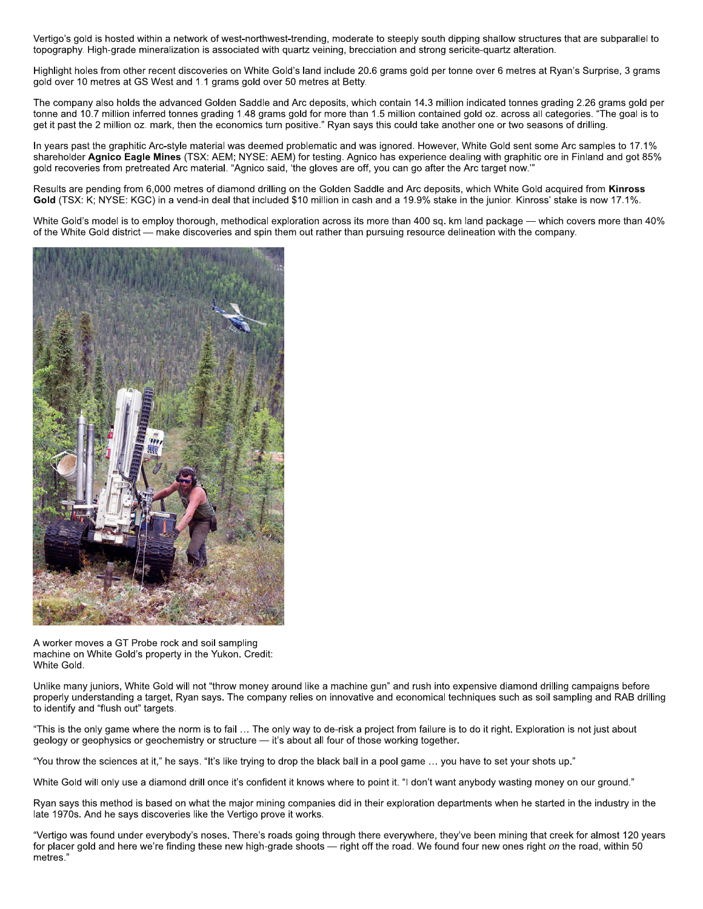Vertigo's gold is hosted within a network of west-northwest-trending, moderate to steeply south dipping shallow structures that are subparallel to topography. High-grade mineralization is associated with quartz veining, brecciation and strong sericite-quartz alteration.

Highlight holes from other recent discoveries on White Gold's land include 20.6 grams gold per tonne over 6 metres at Ryan's Surprise, 3 grams gold over 10 metres at GS West and 1.1 grams gold over 50 metres at Betty.

The company also holds the advanced Golden Saddle and Arc deposits, which contain 14.3 million indicated tonnes grading 2.26 grams gold per tonne and 10.7 million inferred tonnes grading 1.48 grams gold for more than 1.5 million contained gold oz. across all categories. "The goal is to get it past the 2 million oz. mark, then the economics turn positive." Ryan says this could take another one or two seasons of drilling.

In years past the graphitic Arc-style material was deemed problematic and was ignored. However, White Gold sent some Arc samples to 17.1% shareholder **Agnico Eagle Mines** (TSX: AEM; NYSE: AEM) for testing. Agnico has experience dealing with graphitic ore in Finland and got 85% gold recoveries from pretreated Arc material. "Agnico said, 'the gloves are off, you can go after the Arc target now.'"

Results are pending from 6,000 metres of diamond drilling on the Golden Saddle and Arc deposits, which White Gold acquired from **Kinross Gold** (TSX: K; NYSE: KGC) in a vend-in deal that included $10 million in cash and a 19.9% stake in the junior. Kinross' stake is now 17.1%.

White Gold's model is to employ thorough, methodical exploration across its more than 400 sq. km land package — which covers more than 40% of the White Gold district — make discoveries and spin them out rather than pursuing resource delineation with the company.

A worker moves a GT Probe rock and soil sampling machine on White Gold's property in the Yukon. Credit: White Gold.

Unlike many juniors, White Gold will not "throw money around like a machine gun" and rush into expensive diamond drilling campaigns before properly understanding a target, Ryan says. The company relies on innovative and economical techniques such as soil sampling and RAB drilling to identify and "flush out" targets.

"This is the only game where the norm is to fail … The only way to de-risk a project from failure is to do it right. Exploration is not just about geology or geophysics or geochemistry or structure — it's about all four of those working together.

"You throw the sciences at it," he says. "It's like trying to drop the black ball in a pool game … you have to set your shots up."

White Gold will only use a diamond drill once it's confident it knows where to point it. "I don't want anybody wasting money on our ground."

Ryan says this method is based on what the major mining companies did in their exploration departments when he started in the industry in the late 1970s. And he says discoveries like the Vertigo prove it works.

"Vertigo was found under everybody's noses. There's roads going through there everywhere, they've been mining that creek for almost 120 years for placer gold and here we're finding these new high-grade shoots — right off the road. We found four new ones right *on* the road, within 50 metres."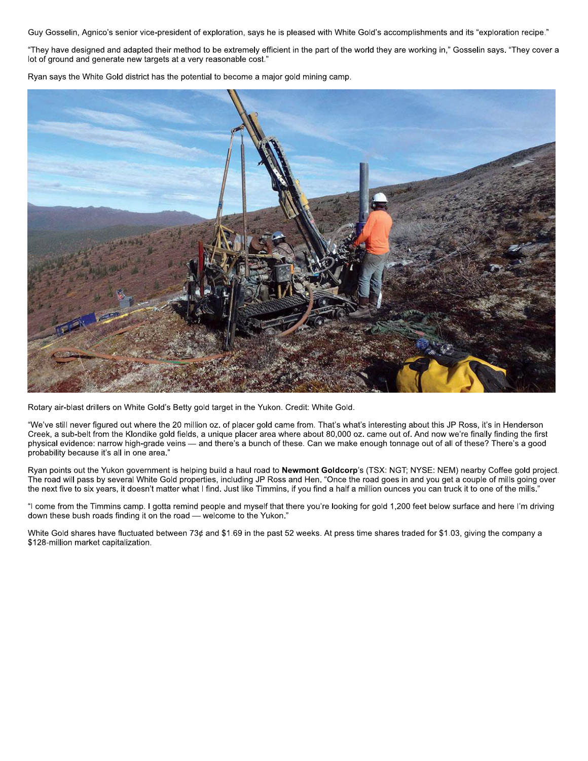Guy Gosselin, Agnico's senior vice-president of exploration, says he is pleased with White Gold's accomplishments and its "exploration recipe."

"They have designed and adapted their method to be extremely efficient in the part of the world they are working in," Gosselin says. "They cover a lot of ground and generate new targets at a very reasonable cost."

Ryan says the White Gold district has the potential to become a major gold mining camp.

Rotary air-blast drillers on White Gold's Betty gold target in the Yukon. Credit: White Gold.

"We've still never figured out where the 20 million oz. of placer gold came from. That's what's interesting about this JP Ross, it's in Henderson Creek, a sub-belt from the Klondike gold fields, a unique placer area where about 80,000 oz. came out of. And now we're finally finding the first physical evidence: narrow high-grade veins — and there's a bunch of these. Can we make enough tonnage out of all of these? There's a good probability because it's all in one area."

Ryan points out the Yukon government is helping build a haul road to **Newmont Goldcorp**'s (TSX: NGT; NYSE: NEM) nearby Coffee gold project. The road will pass by several White Gold properties, including JP Ross and Hen. "Once the road goes in and you get a couple of mills going over the next five to six years, it doesn't matter what I find. Just like Timmins, if you find a half a million ounces you can truck it to one of the mills."

"I come from the Timmins camp. I gotta remind people and myself that there you're looking for gold 1,200 feet below surface and here I'm driving down these bush roads finding it on the road — welcome to the Yukon."

White Gold shares have fluctuated between 73¢ and $1.69 in the past 52 weeks. At press time shares traded for $1.03, giving the company a $128-million market capitalization.